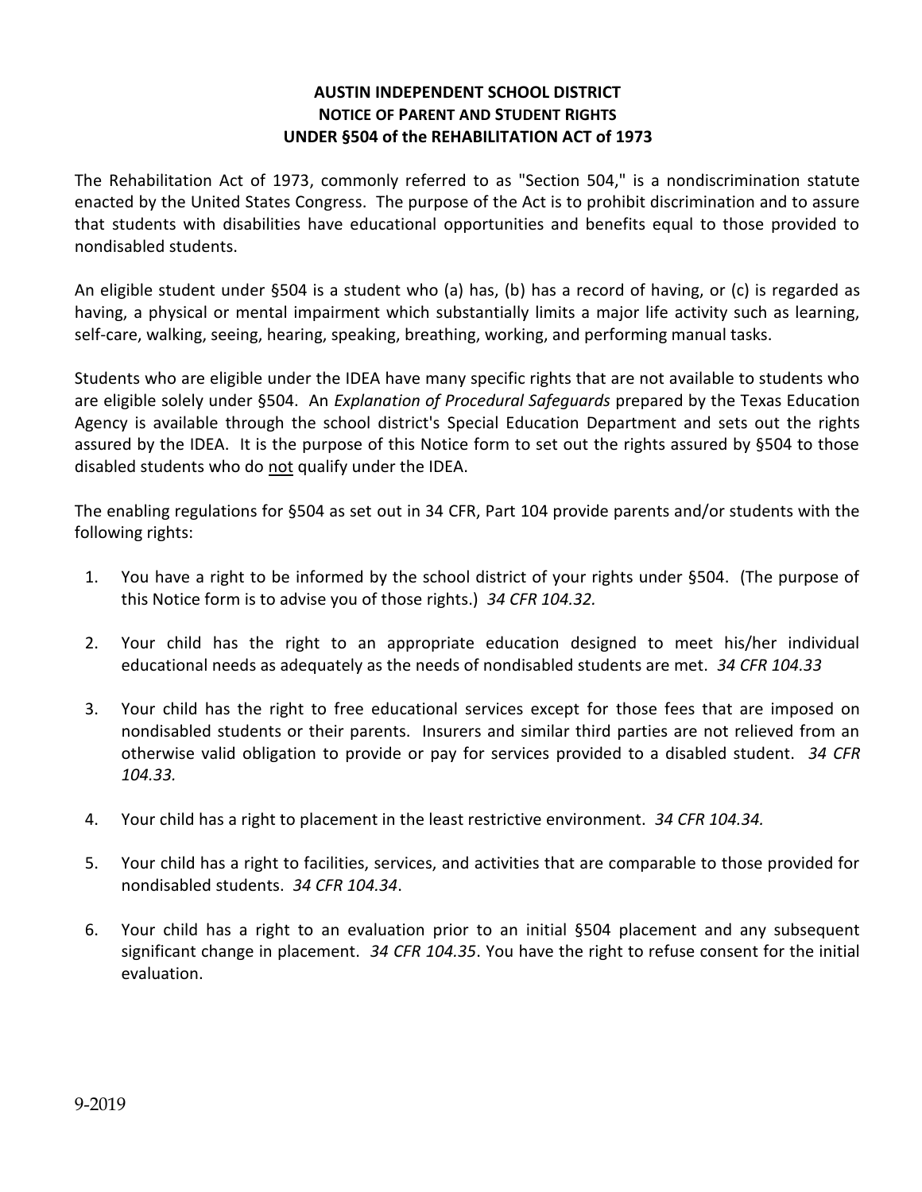# AUSTIN INDEPENDENT SCHOOL DISTRICT
## NOTICE OF PARENT AND STUDENT RIGHTS
## UNDER §504 of the REHABILITATION ACT of 1973

The Rehabilitation Act of 1973, commonly referred to as "Section 504," is a nondiscrimination statute enacted by the United States Congress. The purpose of the Act is to prohibit discrimination and to assure that students with disabilities have educational opportunities and benefits equal to those provided to nondisabled students.

An eligible student under §504 is a student who (a) has, (b) has a record of having, or (c) is regarded as having, a physical or mental impairment which substantially limits a major life activity such as learning, self-care, walking, seeing, hearing, speaking, breathing, working, and performing manual tasks.

Students who are eligible under the IDEA have many specific rights that are not available to students who are eligible solely under §504. An *Explanation of Procedural Safeguards* prepared by the Texas Education Agency is available through the school district's Special Education Department and sets out the rights assured by the IDEA. It is the purpose of this Notice form to set out the rights assured by §504 to those disabled students who do <u>not</u> qualify under the IDEA.

The enabling regulations for §504 as set out in 34 CFR, Part 104 provide parents and/or students with the following rights:

1. You have a right to be informed by the school district of your rights under §504. (The purpose of this Notice form is to advise you of those rights.) *34 CFR 104.32.*

2. Your child has the right to an appropriate education designed to meet his/her individual educational needs as adequately as the needs of nondisabled students are met. *34 CFR 104.33*

3. Your child has the right to free educational services except for those fees that are imposed on nondisabled students or their parents. Insurers and similar third parties are not relieved from an otherwise valid obligation to provide or pay for services provided to a disabled student. *34 CFR 104.33.*

4. Your child has a right to placement in the least restrictive environment. *34 CFR 104.34.*

5. Your child has a right to facilities, services, and activities that are comparable to those provided for nondisabled students. *34 CFR 104.34*.

6. Your child has a right to an evaluation prior to an initial §504 placement and any subsequent significant change in placement. *34 CFR 104.35*. You have the right to refuse consent for the initial evaluation.

9-2019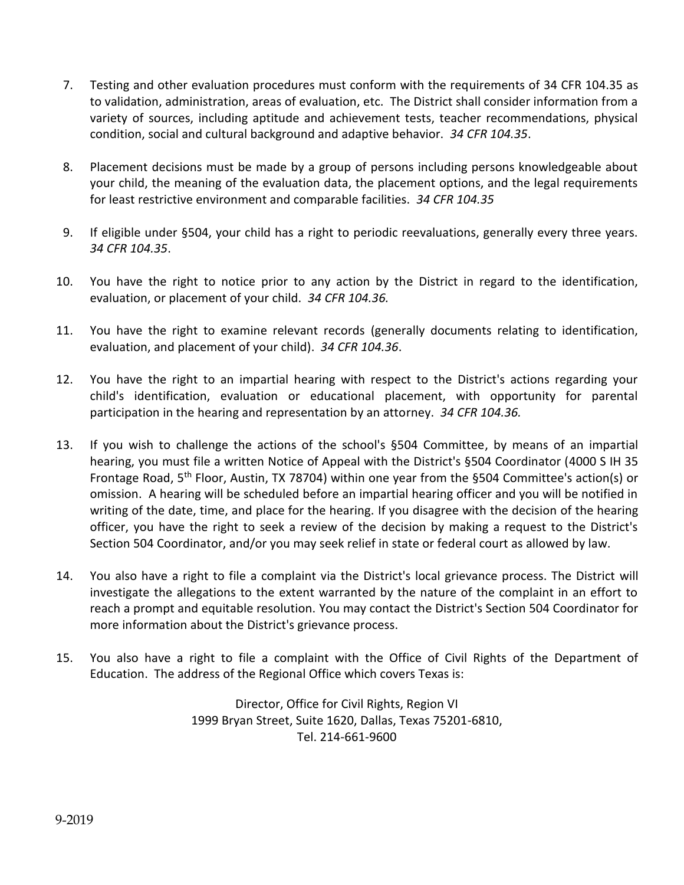7. Testing and other evaluation procedures must conform with the requirements of 34 CFR 104.35 as to validation, administration, areas of evaluation, etc. The District shall consider information from a variety of sources, including aptitude and achievement tests, teacher recommendations, physical condition, social and cultural background and adaptive behavior. *34 CFR 104.35*.

8. Placement decisions must be made by a group of persons including persons knowledgeable about your child, the meaning of the evaluation data, the placement options, and the legal requirements for least restrictive environment and comparable facilities. *34 CFR 104.35*

9. If eligible under §504, your child has a right to periodic reevaluations, generally every three years. *34 CFR 104.35*.

10. You have the right to notice prior to any action by the District in regard to the identification, evaluation, or placement of your child. *34 CFR 104.36.*

11. You have the right to examine relevant records (generally documents relating to identification, evaluation, and placement of your child). *34 CFR 104.36*.

12. You have the right to an impartial hearing with respect to the District's actions regarding your child's identification, evaluation or educational placement, with opportunity for parental participation in the hearing and representation by an attorney. *34 CFR 104.36.*

13. If you wish to challenge the actions of the school's §504 Committee, by means of an impartial hearing, you must file a written Notice of Appeal with the District's §504 Coordinator (4000 S IH 35 Frontage Road, 5th Floor, Austin, TX 78704) within one year from the §504 Committee's action(s) or omission. A hearing will be scheduled before an impartial hearing officer and you will be notified in writing of the date, time, and place for the hearing. If you disagree with the decision of the hearing officer, you have the right to seek a review of the decision by making a request to the District's Section 504 Coordinator, and/or you may seek relief in state or federal court as allowed by law.

14. You also have a right to file a complaint via the District's local grievance process. The District will investigate the allegations to the extent warranted by the nature of the complaint in an effort to reach a prompt and equitable resolution. You may contact the District's Section 504 Coordinator for more information about the District's grievance process.

15. You also have a right to file a complaint with the Office of Civil Rights of the Department of Education. The address of the Regional Office which covers Texas is:

Director, Office for Civil Rights, Region VI
1999 Bryan Street, Suite 1620, Dallas, Texas 75201-6810,
Tel. 214-661-9600

9-2019